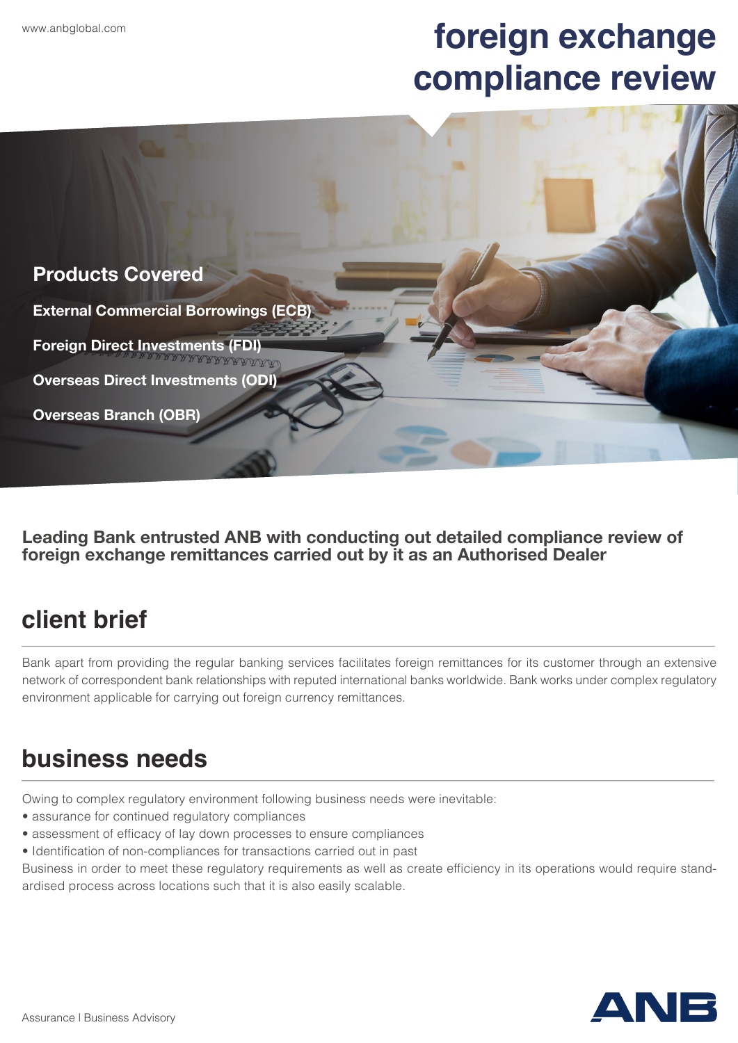# foreign exchange compliance review

## Products Covered

**External Commercial Borrowings (ECB)**

**Foreign Direct Investments (FDI)**

**Overseas Direct Investments (ODI)**

**Overseas Branch (OBR)**

**Leading Bank entrusted ANB with conducting out detailed compliance review of foreign exchange remittances carried out by it as an Authorised Dealer**

## client brief

Bank apart from providing the regular banking services facilitates foreign remittances for its customer through an extensive network of correspondent bank relationships with reputed international banks worldwide. Bank works under complex regulatory environment applicable for carrying out foreign currency remittances.

## business needs

Owing to complex regulatory environment following business needs were inevitable:

- assurance for continued regulatory compliances
- assessment of efficacy of lay down processes to ensure compliances
- Identification of non-compliances for transactions carried out in past

Business in order to meet these regulatory requirements as well as create efficiency in its operations would require standardised process across locations such that it is also easily scalable.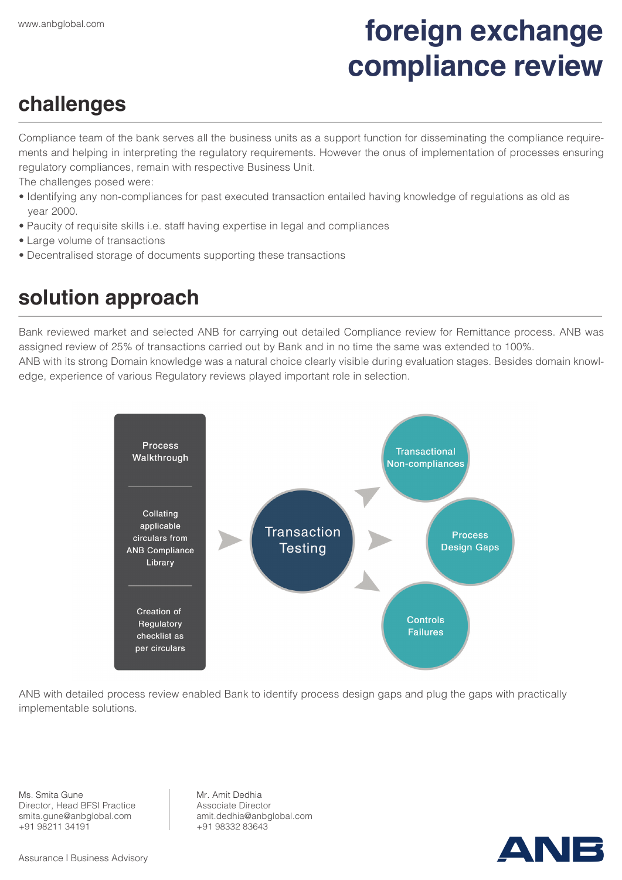# foreign exchange compliance review

## challenges

Compliance team of the bank serves all the business units as a support function for disseminating the compliance requirements and helping in interpreting the regulatory requirements. However the onus of implementation of processes ensuring regulatory compliances, remain with respective Business Unit.

The challenges posed were:

- Identifying any non-compliances for past executed transaction entailed having knowledge of regulations as old as year 2000.
- Paucity of requisite skills i.e. staff having expertise in legal and compliances
- Large volume of transactions
- Decentralised storage of documents supporting these transactions

## solution approach

Bank reviewed market and selected ANB for carrying out detailed Compliance review for Remittance process. ANB was assigned review of 25% of transactions carried out by Bank and in no time the same was extended to 100%.

ANB with its strong Domain knowledge was a natural choice clearly visible during evaluation stages. Besides domain knowledge, experience of various Regulatory reviews played important role in selection.

Process Walkthrough

Collating applicable circulars from ANB Compliance Library

Creation of Regulatory checklist as per circulars

Transaction Testing

Transactional Non-compliances

Process Design Gaps

Controls Failures

ANB with detailed process review enabled Bank to identify process design gaps and plug the gaps with practically implementable solutions.

Ms. Smita Gune
Director, Head BFSI Practice
smita.gune@anbglobal.com
+91 98211 34191

Mr. Amit Dedhia
Associate Director
amit.dedhia@anbglobal.com
+91 98332 83643

Assurance I Business Advisory

ANB